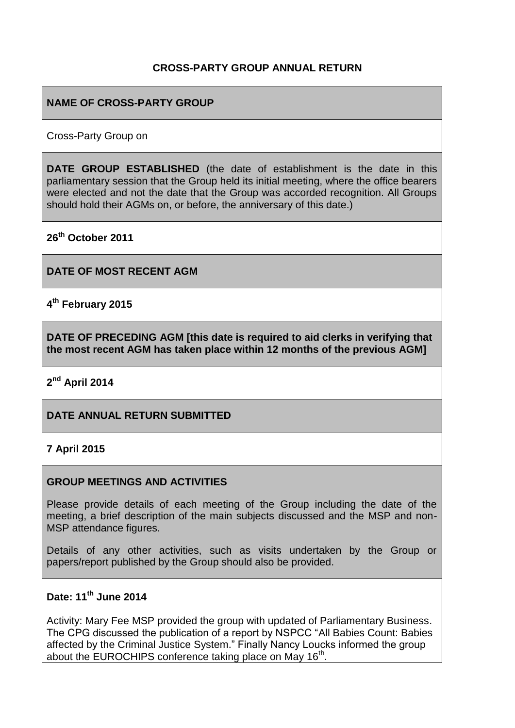# CROSS-PARTY GROUP ANNUAL RETURN

## NAME OF CROSS-PARTY GROUP

Cross-Party Group on

**DATE GROUP ESTABLISHED** (the date of establishment is the date in this parliamentary session that the Group held its initial meeting, where the office bearers were elected and not the date that the Group was accorded recognition. All Groups should hold their AGMs on, or before, the anniversary of this date.)

**26th October 2011**

## DATE OF MOST RECENT AGM

**4th February 2015**

## DATE OF PRECEDING AGM [this date is required to aid clerks in verifying that the most recent AGM has taken place within 12 months of the previous AGM]

**2nd April 2014**

## DATE ANNUAL RETURN SUBMITTED

**7 April 2015**

## GROUP MEETINGS AND ACTIVITIES

Please provide details of each meeting of the Group including the date of the meeting, a brief description of the main subjects discussed and the MSP and non-MSP attendance figures.

Details of any other activities, such as visits undertaken by the Group or papers/report published by the Group should also be provided.

**Date: 11th June 2014**

Activity: Mary Fee MSP provided the group with updated of Parliamentary Business. The CPG discussed the publication of a report by NSPCC "All Babies Count: Babies affected by the Criminal Justice System." Finally Nancy Loucks informed the group about the EUROCHIPS conference taking place on May 16th.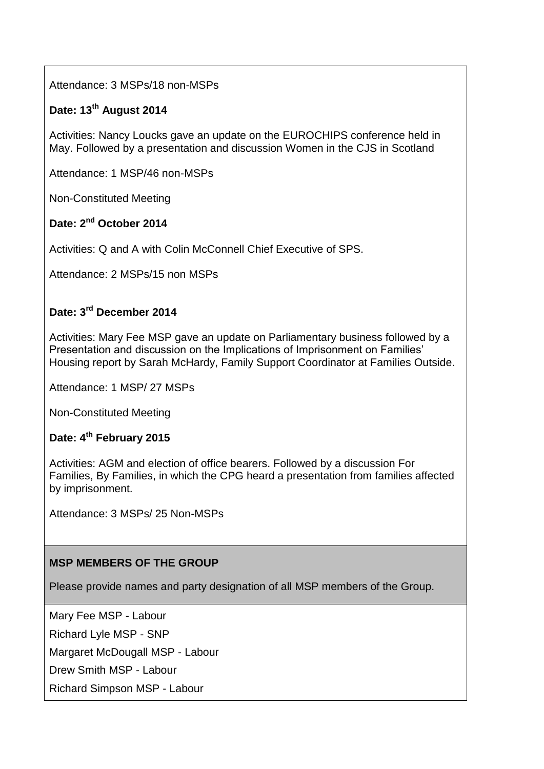Attendance: 3 MSPs/18 non-MSPs

**Date: 13th August 2014**

Activities: Nancy Loucks gave an update on the EUROCHIPS conference held in May. Followed by a presentation and discussion Women in the CJS in Scotland

Attendance: 1 MSP/46 non-MSPs

Non-Constituted Meeting

**Date: 2nd October 2014**

Activities: Q and A with Colin McConnell Chief Executive of SPS.

Attendance: 2 MSPs/15 non MSPs

**Date: 3rd December 2014**

Activities: Mary Fee MSP gave an update on Parliamentary business followed by a Presentation and discussion on the Implications of Imprisonment on Families' Housing report by Sarah McHardy, Family Support Coordinator at Families Outside.

Attendance: 1 MSP/ 27 MSPs

Non-Constituted Meeting

**Date: 4th February 2015**

Activities: AGM and election of office bearers. Followed by a discussion For Families, By Families, in which the CPG heard a presentation from families affected by imprisonment.

Attendance: 3 MSPs/ 25 Non-MSPs

**MSP MEMBERS OF THE GROUP**

Please provide names and party designation of all MSP members of the Group.

Mary Fee MSP - Labour

Richard Lyle MSP - SNP

Margaret McDougall MSP - Labour

Drew Smith MSP - Labour

Richard Simpson MSP - Labour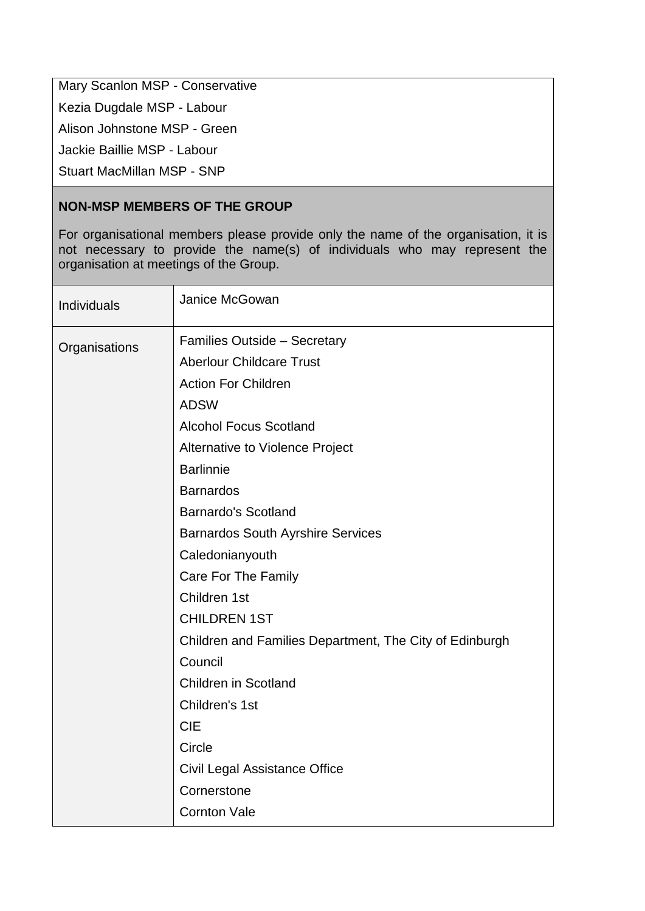Mary Scanlon MSP - Conservative

Kezia Dugdale MSP - Labour

Alison Johnstone MSP - Green

Jackie Baillie MSP - Labour

Stuart MacMillan MSP - SNP

**NON-MSP MEMBERS OF THE GROUP**

For organisational members please provide only the name of the organisation, it is not necessary to provide the name(s) of individuals who may represent the organisation at meetings of the Group.

| | |
|---|---|
| Individuals | Janice McGowan |
| Organisations | Families Outside – Secretary<br>Aberlour Childcare Trust<br>Action For Children<br>ADSW<br>Alcohol Focus Scotland<br>Alternative to Violence Project<br>Barlinnie<br>Barnardos<br>Barnardo's Scotland<br>Barnardos South Ayrshire Services<br>Caledonianyouth<br>Care For The Family<br>Children 1st<br>CHILDREN 1ST<br>Children and Families Department, The City of Edinburgh Council<br>Children in Scotland<br>Children's 1st<br>CIE<br>Circle<br>Civil Legal Assistance Office<br>Cornerstone<br>Cornton Vale |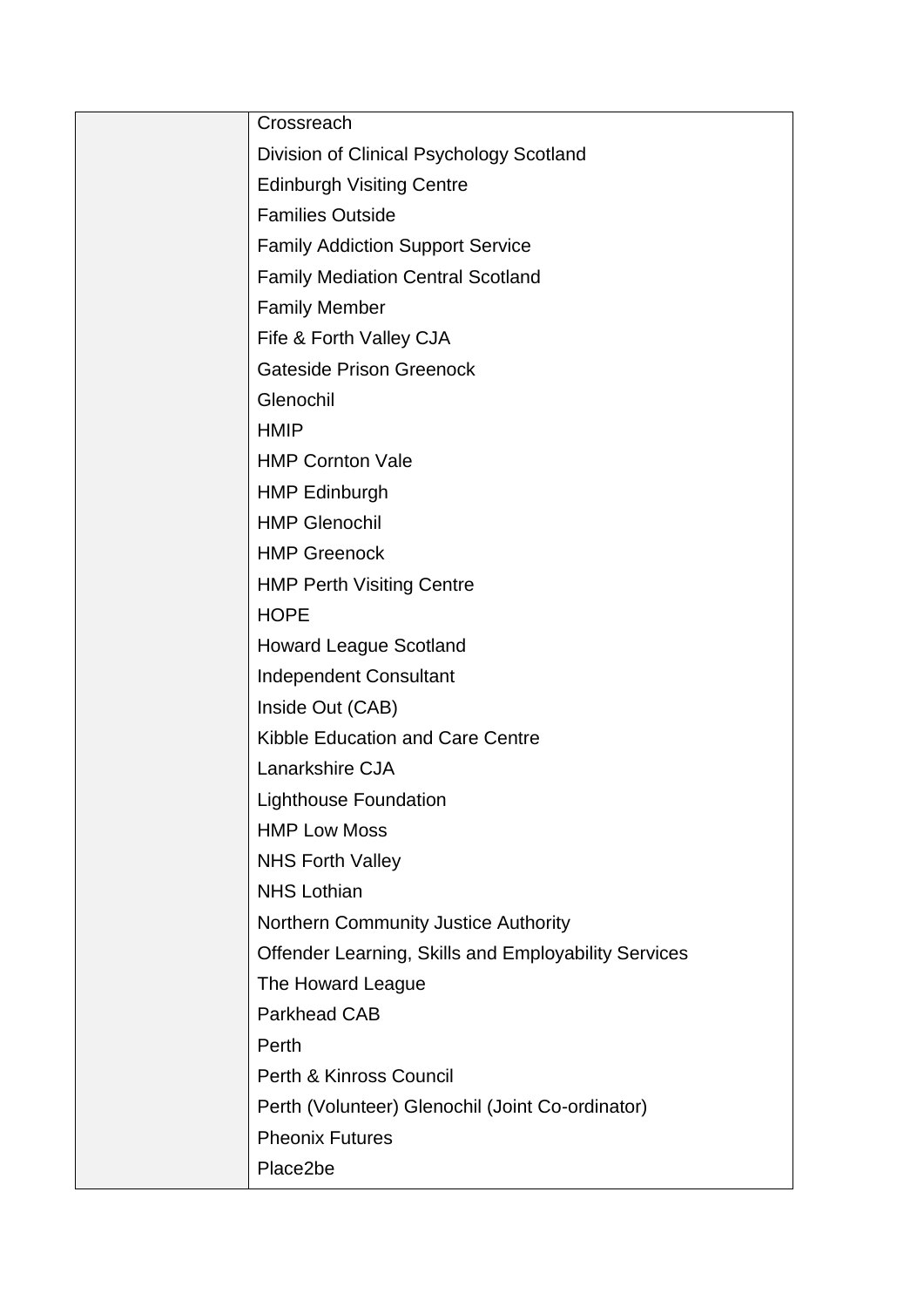| | |
|---|---|
| | Crossreach |
| | Division of Clinical Psychology Scotland |
| | Edinburgh Visiting Centre |
| | Families Outside |
| | Family Addiction Support Service |
| | Family Mediation Central Scotland |
| | Family Member |
| | Fife & Forth Valley CJA |
| | Gateside Prison Greenock |
| | Glenochil |
| | HMIP |
| | HMP Cornton Vale |
| | HMP Edinburgh |
| | HMP Glenochil |
| | HMP Greenock |
| | HMP Perth Visiting Centre |
| | HOPE |
| | Howard League Scotland |
| | Independent Consultant |
| | Inside Out (CAB) |
| | Kibble Education and Care Centre |
| | Lanarkshire CJA |
| | Lighthouse Foundation |
| | HMP Low Moss |
| | NHS Forth Valley |
| | NHS Lothian |
| | Northern Community Justice Authority |
| | Offender Learning, Skills and Employability Services |
| | The Howard League |
| | Parkhead CAB |
| | Perth |
| | Perth & Kinross Council |
| | Perth (Volunteer) Glenochil (Joint Co-ordinator) |
| | Pheonix Futures |
| | Place2be |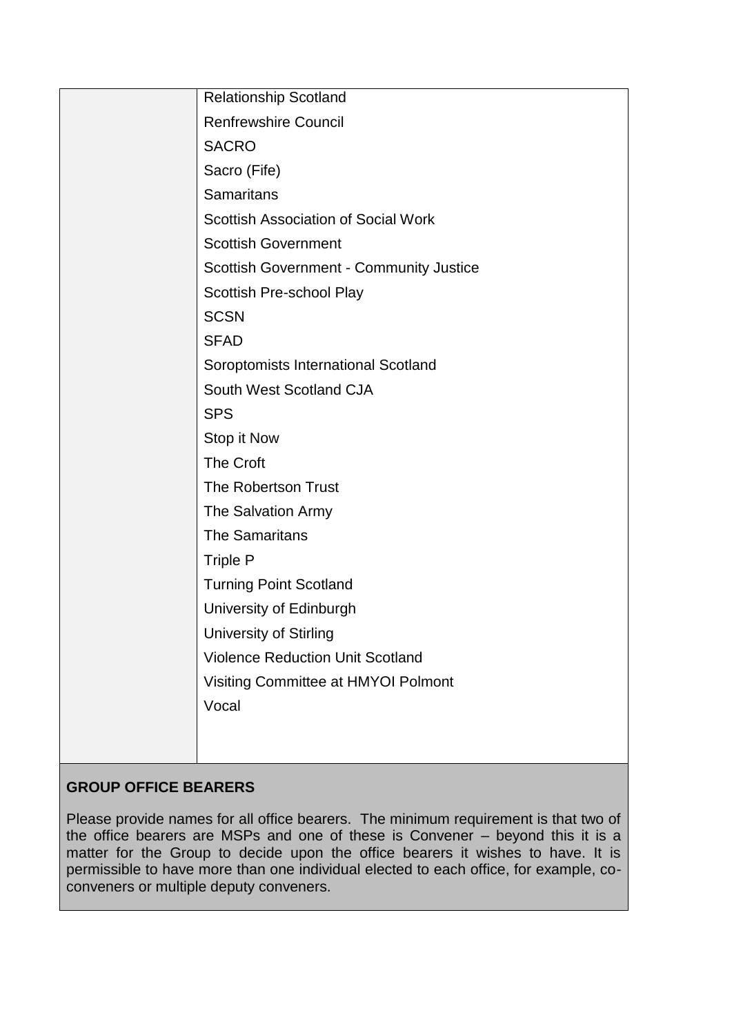| | |
|---|---|
| | Relationship Scotland<br>Renfrewshire Council<br>SACRO<br>Sacro (Fife)<br>Samaritans<br>Scottish Association of Social Work<br>Scottish Government<br>Scottish Government - Community Justice<br>Scottish Pre-school Play<br>SCSN<br>SFAD<br>Soroptomists International Scotland<br>South West Scotland CJA<br>SPS<br>Stop it Now<br>The Croft<br>The Robertson Trust<br>The Salvation Army<br>The Samaritans<br>Triple P<br>Turning Point Scotland<br>University of Edinburgh<br>University of Stirling<br>Violence Reduction Unit Scotland<br>Visiting Committee at HMYOI Polmont<br>Vocal |

**GROUP OFFICE BEARERS**

Please provide names for all office bearers. The minimum requirement is that two of the office bearers are MSPs and one of these is Convener – beyond this it is a matter for the Group to decide upon the office bearers it wishes to have. It is permissible to have more than one individual elected to each office, for example, co-conveners or multiple deputy conveners.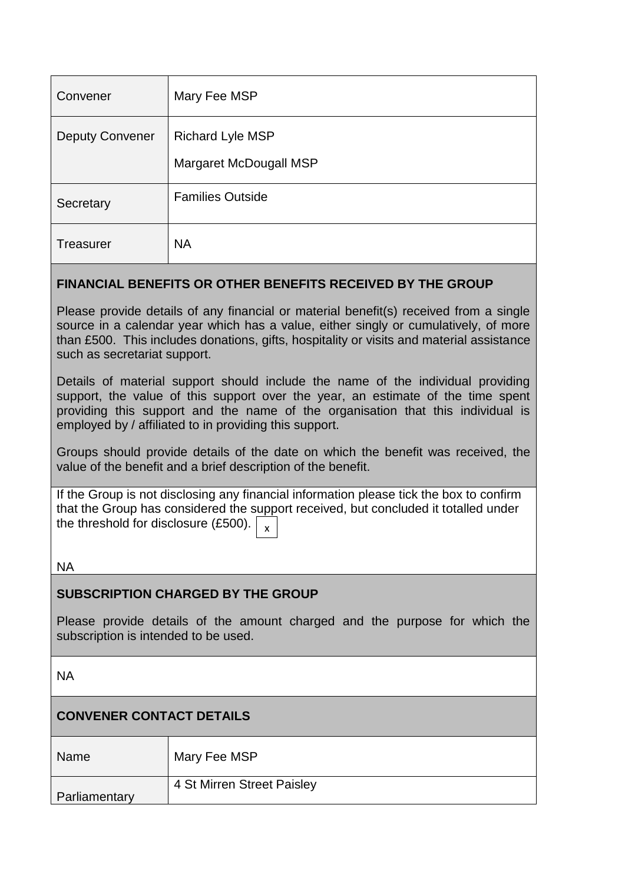| | |
|---|---|
| Convener | Mary Fee MSP |
| Deputy Convener | Richard Lyle MSP<br>Margaret McDougall MSP |
| Secretary | Families Outside |
| Treasurer | NA |

**FINANCIAL BENEFITS OR OTHER BENEFITS RECEIVED BY THE GROUP**

Please provide details of any financial or material benefit(s) received from a single source in a calendar year which has a value, either singly or cumulatively, of more than £500. This includes donations, gifts, hospitality or visits and material assistance such as secretariat support.

Details of material support should include the name of the individual providing support, the value of this support over the year, an estimate of the time spent providing this support and the name of the organisation that this individual is employed by / affiliated to in providing this support.

Groups should provide details of the date on which the benefit was received, the value of the benefit and a brief description of the benefit.

If the Group is not disclosing any financial information please tick the box to confirm that the Group has considered the support received, but concluded it totalled under the threshold for disclosure (£500). [x]

NA

**SUBSCRIPTION CHARGED BY THE GROUP**

Please provide details of the amount charged and the purpose for which the subscription is intended to be used.

NA

**CONVENER CONTACT DETAILS**

| | |
|---|---|
| Name | Mary Fee MSP |
| Parliamentary | 4 St Mirren Street Paisley |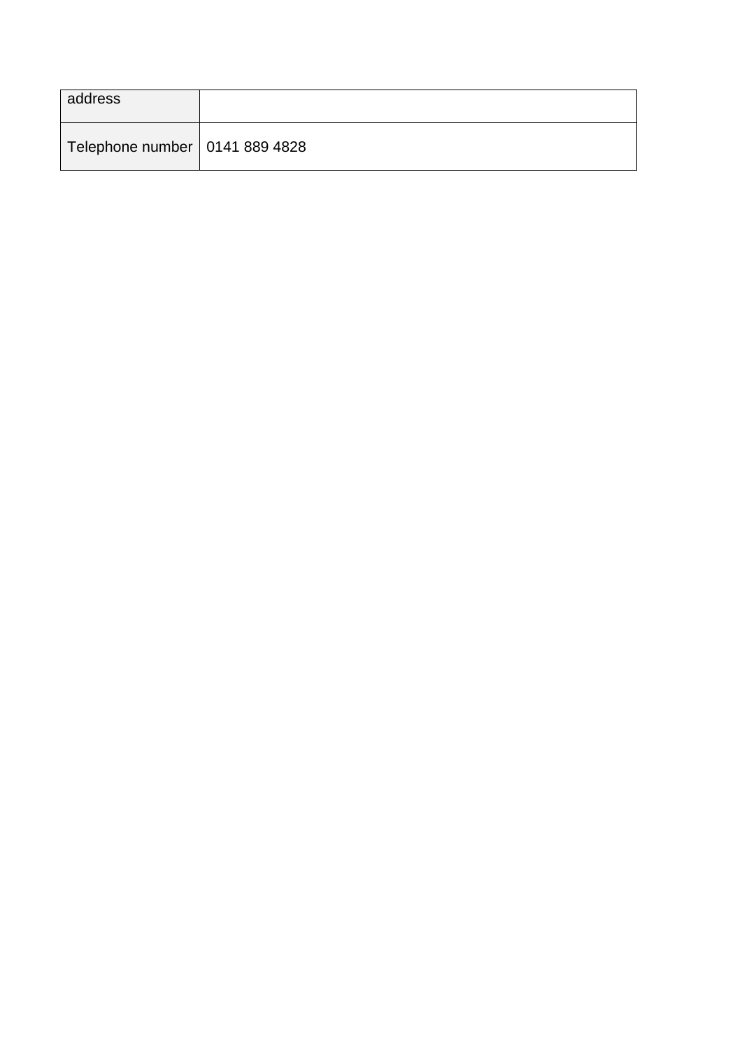| | |
|---|---|
| address | |
| Telephone number | 0141 889 4828 |